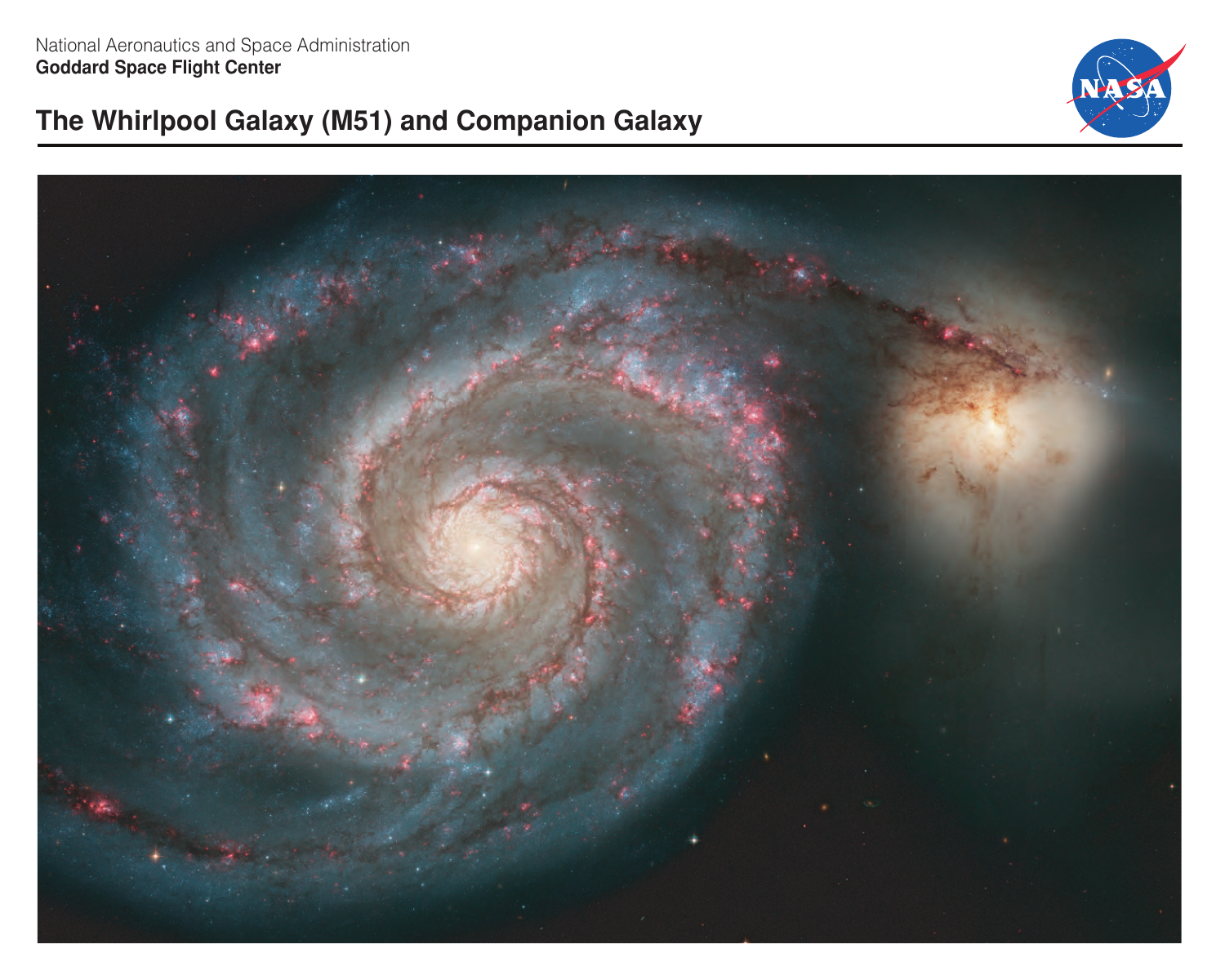National Aeronautics and Space Administration
**Goddard Space Flight Center**

# The Whirlpool Galaxy (M51) and Companion Galaxy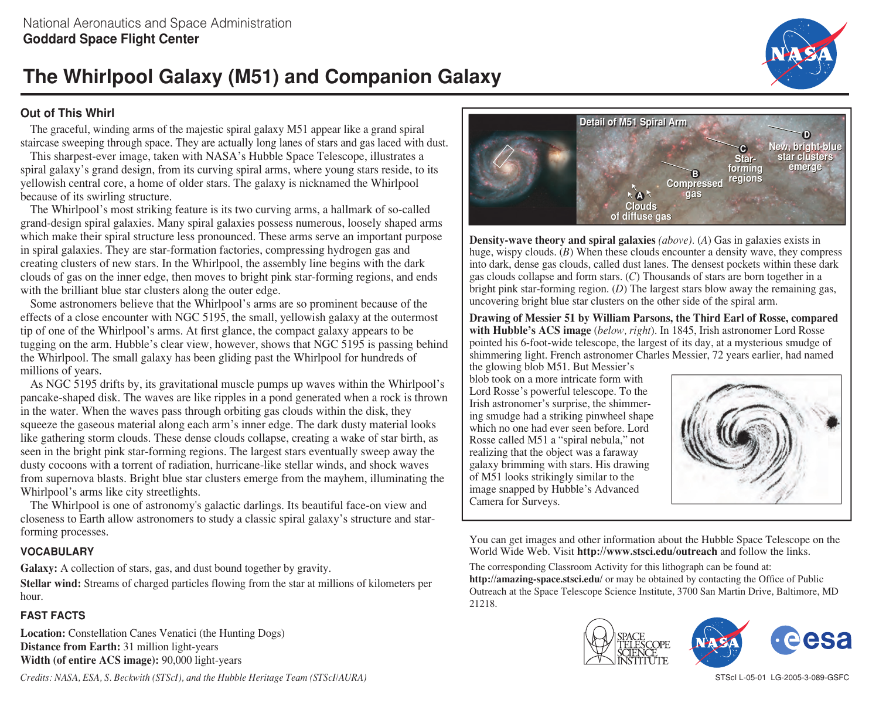National Aeronautics and Space Administration
**Goddard Space Flight Center**

# The Whirlpool Galaxy (M51) and Companion Galaxy

## Out of This Whirl

The graceful, winding arms of the majestic spiral galaxy M51 appear like a grand spiral staircase sweeping through space. They are actually long lanes of stars and gas laced with dust.

This sharpest-ever image, taken with NASA's Hubble Space Telescope, illustrates a spiral galaxy's grand design, from its curving spiral arms, where young stars reside, to its yellowish central core, a home of older stars. The galaxy is nicknamed the Whirlpool because of its swirling structure.

The Whirlpool's most striking feature is its two curving arms, a hallmark of so-called grand-design spiral galaxies. Many spiral galaxies possess numerous, loosely shaped arms which make their spiral structure less pronounced. These arms serve an important purpose in spiral galaxies. They are star-formation factories, compressing hydrogen gas and creating clusters of new stars. In the Whirlpool, the assembly line begins with the dark clouds of gas on the inner edge, then moves to bright pink star-forming regions, and ends with the brilliant blue star clusters along the outer edge.

Some astronomers believe that the Whirlpool's arms are so prominent because of the effects of a close encounter with NGC 5195, the small, yellowish galaxy at the outermost tip of one of the Whirlpool's arms. At first glance, the compact galaxy appears to be tugging on the arm. Hubble's clear view, however, shows that NGC 5195 is passing behind the Whirlpool. The small galaxy has been gliding past the Whirlpool for hundreds of millions of years.

As NGC 5195 drifts by, its gravitational muscle pumps up waves within the Whirlpool's pancake-shaped disk. The waves are like ripples in a pond generated when a rock is thrown in the water. When the waves pass through orbiting gas clouds within the disk, they squeeze the gaseous material along each arm's inner edge. The dark dusty material looks like gathering storm clouds. These dense clouds collapse, creating a wake of star birth, as seen in the bright pink star-forming regions. The largest stars eventually sweep away the dusty cocoons with a torrent of radiation, hurricane-like stellar winds, and shock waves from supernova blasts. Bright blue star clusters emerge from the mayhem, illuminating the Whirlpool's arms like city streetlights.

The Whirlpool is one of astronomy's galactic darlings. Its beautiful face-on view and closeness to Earth allow astronomers to study a classic spiral galaxy's structure and star-forming processes.

### VOCABULARY

**Galaxy:** A collection of stars, gas, and dust bound together by gravity.

**Stellar wind:** Streams of charged particles flowing from the star at millions of kilometers per hour.

### FAST FACTS

**Location:** Constellation Canes Venatici (the Hunting Dogs)
**Distance from Earth:** 31 million light-years
**Width (of entire ACS image):** 90,000 light-years

*Credits: NASA, ESA, S. Beckwith (STScI), and the Hubble Heritage Team (STScI/AURA)*

Detail of M51 Spiral Arm — A: Clouds of diffuse gas; B: Compressed gas; C: Star-forming regions; D: New, bright-blue star clusters emerge

**Density-wave theory and spiral galaxies** *(above).* (*A*) Gas in galaxies exists in huge, wispy clouds. (*B*) When these clouds encounter a density wave, they compress into dark, dense gas clouds, called dust lanes. The densest pockets within these dark gas clouds collapse and form stars. (*C*) Thousands of stars are born together in a bright pink star-forming region. (*D*) The largest stars blow away the remaining gas, uncovering bright blue star clusters on the other side of the spiral arm.

**Drawing of Messier 51 by William Parsons, the Third Earl of Rosse, compared with Hubble's ACS image** (*below, right*). In 1845, Irish astronomer Lord Rosse pointed his 6-foot-wide telescope, the largest of its day, at a mysterious smudge of shimmering light. French astronomer Charles Messier, 72 years earlier, had named the glowing blob M51. But Messier's blob took on a more intricate form with Lord Rosse's powerful telescope. To the Irish astronomer's surprise, the shimmering smudge had a striking pinwheel shape which no one had ever seen before. Lord Rosse called M51 a "spiral nebula," not realizing that the object was a faraway galaxy brimming with stars. His drawing of M51 looks strikingly similar to the image snapped by Hubble's Advanced Camera for Surveys.

You can get images and other information about the Hubble Space Telescope on the World Wide Web. Visit **http://www.stsci.edu/outreach** and follow the links.

The corresponding Classroom Activity for this lithograph can be found at: **http://amazing-space.stsci.edu/** or may be obtained by contacting the Office of Public Outreach at the Space Telescope Science Institute, 3700 San Martin Drive, Baltimore, MD 21218.

STScI L-05-01 LG-2005-3-089-GSFC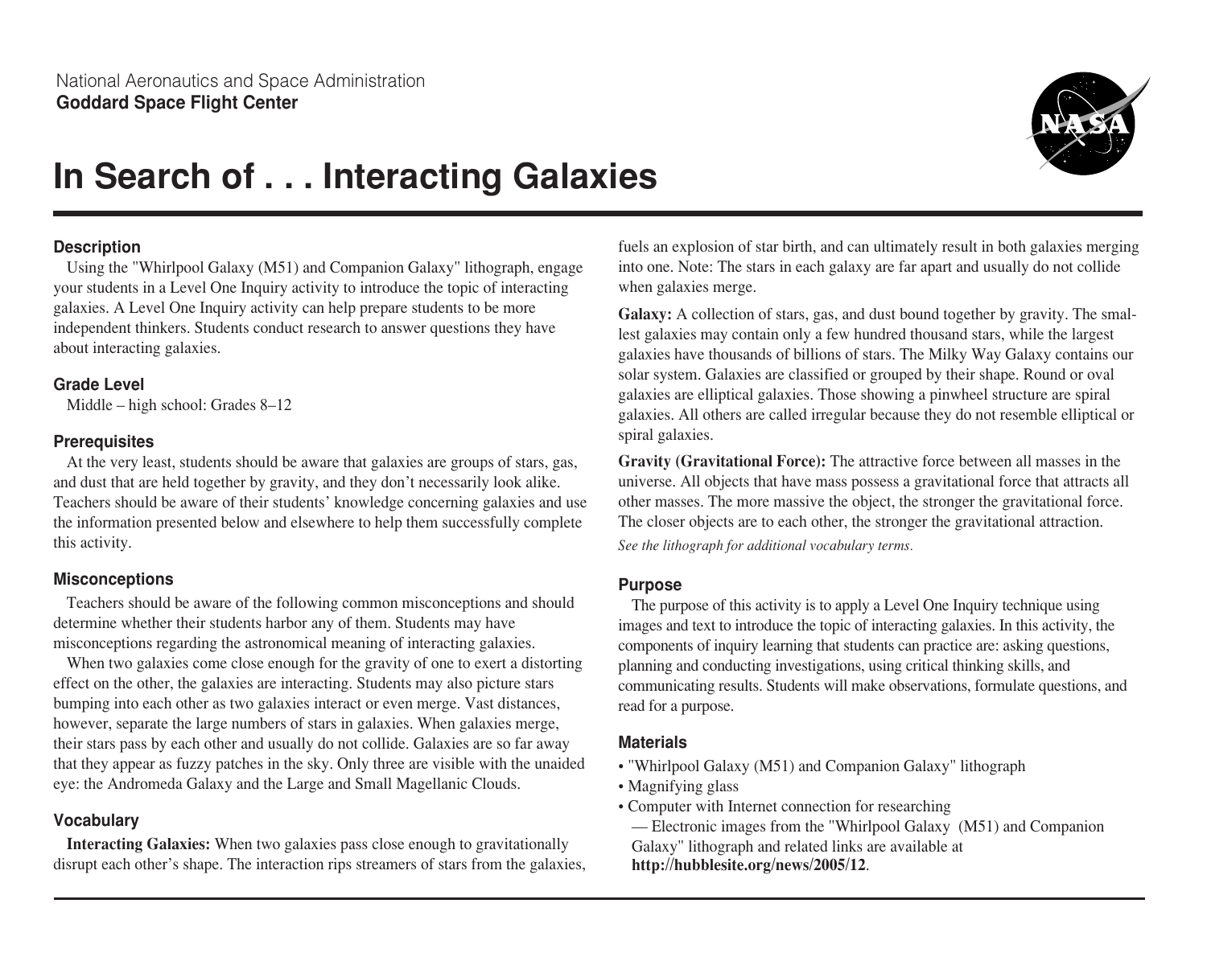National Aeronautics and Space Administration
**Goddard Space Flight Center**

# In Search of . . . Interacting Galaxies

### Description

Using the "Whirlpool Galaxy (M51) and Companion Galaxy" lithograph, engage your students in a Level One Inquiry activity to introduce the topic of interacting galaxies. A Level One Inquiry activity can help prepare students to be more independent thinkers. Students conduct research to answer questions they have about interacting galaxies.

### Grade Level

Middle – high school: Grades 8–12

### Prerequisites

At the very least, students should be aware that galaxies are groups of stars, gas, and dust that are held together by gravity, and they don't necessarily look alike. Teachers should be aware of their students' knowledge concerning galaxies and use the information presented below and elsewhere to help them successfully complete this activity.

### Misconceptions

Teachers should be aware of the following common misconceptions and should determine whether their students harbor any of them. Students may have misconceptions regarding the astronomical meaning of interacting galaxies.

When two galaxies come close enough for the gravity of one to exert a distorting effect on the other, the galaxies are interacting. Students may also picture stars bumping into each other as two galaxies interact or even merge. Vast distances, however, separate the large numbers of stars in galaxies. When galaxies merge, their stars pass by each other and usually do not collide. Galaxies are so far away that they appear as fuzzy patches in the sky. Only three are visible with the unaided eye: the Andromeda Galaxy and the Large and Small Magellanic Clouds.

### Vocabulary

**Interacting Galaxies:** When two galaxies pass close enough to gravitationally disrupt each other's shape. The interaction rips streamers of stars from the galaxies, fuels an explosion of star birth, and can ultimately result in both galaxies merging into one. Note: The stars in each galaxy are far apart and usually do not collide when galaxies merge.

**Galaxy:** A collection of stars, gas, and dust bound together by gravity. The smallest galaxies may contain only a few hundred thousand stars, while the largest galaxies have thousands of billions of stars. The Milky Way Galaxy contains our solar system. Galaxies are classified or grouped by their shape. Round or oval galaxies are elliptical galaxies. Those showing a pinwheel structure are spiral galaxies. All others are called irregular because they do not resemble elliptical or spiral galaxies.

**Gravity (Gravitational Force):** The attractive force between all masses in the universe. All objects that have mass possess a gravitational force that attracts all other masses. The more massive the object, the stronger the gravitational force. The closer objects are to each other, the stronger the gravitational attraction.

*See the lithograph for additional vocabulary terms.*

### Purpose

The purpose of this activity is to apply a Level One Inquiry technique using images and text to introduce the topic of interacting galaxies. In this activity, the components of inquiry learning that students can practice are: asking questions, planning and conducting investigations, using critical thinking skills, and communicating results. Students will make observations, formulate questions, and read for a purpose.

### Materials

- "Whirlpool Galaxy (M51) and Companion Galaxy" lithograph
- Magnifying glass
- Computer with Internet connection for researching
  - — Electronic images from the "Whirlpool Galaxy (M51) and Companion Galaxy" lithograph and related links are available at **http://hubblesite.org/news/2005/12**.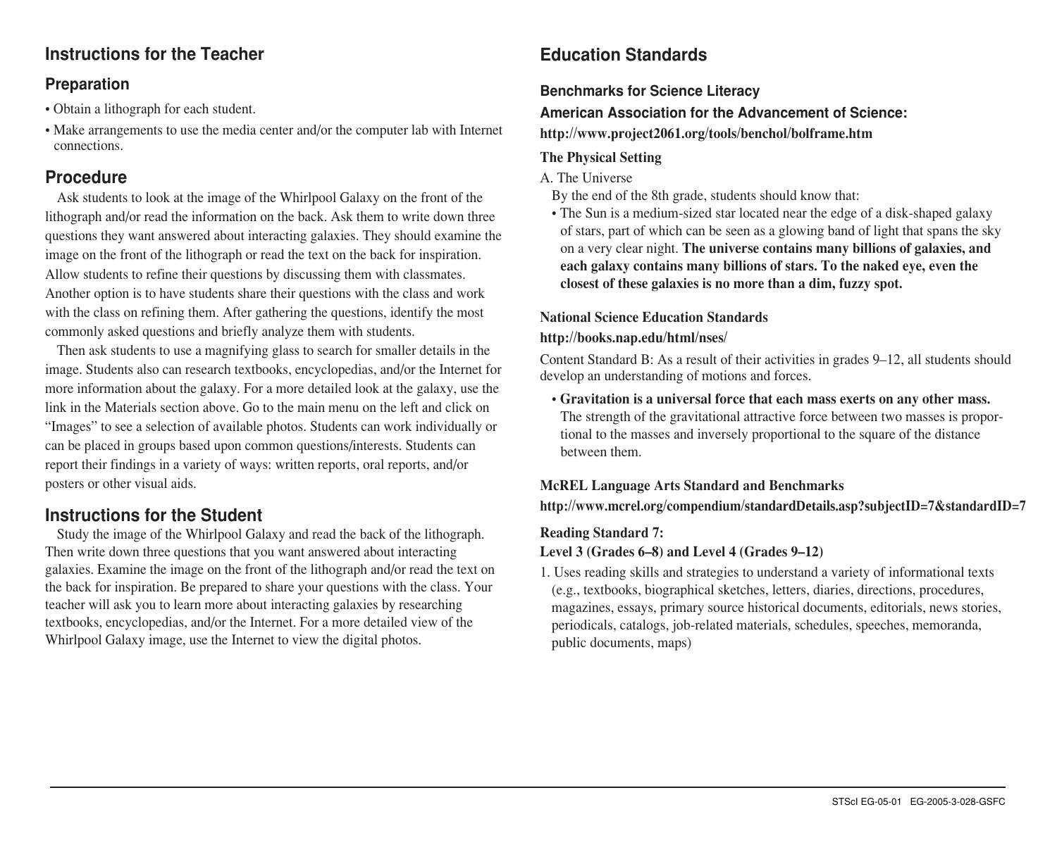## Instructions for the Teacher

### Preparation

- Obtain a lithograph for each student.
- Make arrangements to use the media center and/or the computer lab with Internet connections.

## Procedure

Ask students to look at the image of the Whirlpool Galaxy on the front of the lithograph and/or read the information on the back. Ask them to write down three questions they want answered about interacting galaxies. They should examine the image on the front of the lithograph or read the text on the back for inspiration. Allow students to refine their questions by discussing them with classmates. Another option is to have students share their questions with the class and work with the class on refining them. After gathering the questions, identify the most commonly asked questions and briefly analyze them with students.

Then ask students to use a magnifying glass to search for smaller details in the image. Students also can research textbooks, encyclopedias, and/or the Internet for more information about the galaxy. For a more detailed look at the galaxy, use the link in the Materials section above. Go to the main menu on the left and click on "Images" to see a selection of available photos. Students can work individually or can be placed in groups based upon common questions/interests. Students can report their findings in a variety of ways: written reports, oral reports, and/or posters or other visual aids.

## Instructions for the Student

Study the image of the Whirlpool Galaxy and read the back of the lithograph. Then write down three questions that you want answered about interacting galaxies. Examine the image on the front of the lithograph and/or read the text on the back for inspiration. Be prepared to share your questions with the class. Your teacher will ask you to learn more about interacting galaxies by researching textbooks, encyclopedias, and/or the Internet. For a more detailed view of the Whirlpool Galaxy image, use the Internet to view the digital photos.

## Education Standards

### Benchmarks for Science Literacy

### American Association for the Advancement of Science:

**http://www.project2061.org/tools/benchol/bolframe.htm**

**The Physical Setting**

A. The Universe

By the end of the 8th grade, students should know that:

- The Sun is a medium-sized star located near the edge of a disk-shaped galaxy of stars, part of which can be seen as a glowing band of light that spans the sky on a very clear night. **The universe contains many billions of galaxies, and each galaxy contains many billions of stars. To the naked eye, even the closest of these galaxies is no more than a dim, fuzzy spot.**

**National Science Education Standards**

**http://books.nap.edu/html/nses/**

Content Standard B: As a result of their activities in grades 9–12, all students should develop an understanding of motions and forces.

- **Gravitation is a universal force that each mass exerts on any other mass.** The strength of the gravitational attractive force between two masses is proportional to the masses and inversely proportional to the square of the distance between them.

**McREL Language Arts Standard and Benchmarks**

**http://www.mcrel.org/compendium/standardDetails.asp?subjectID=7&standardID=7**

**Reading Standard 7:**
**Level 3 (Grades 6–8) and Level 4 (Grades 9–12)**

1. Uses reading skills and strategies to understand a variety of informational texts (e.g., textbooks, biographical sketches, letters, diaries, directions, procedures, magazines, essays, primary source historical documents, editorials, news stories, periodicals, catalogs, job-related materials, schedules, speeches, memoranda, public documents, maps)

STScI EG-05-01 EG-2005-3-028-GSFC